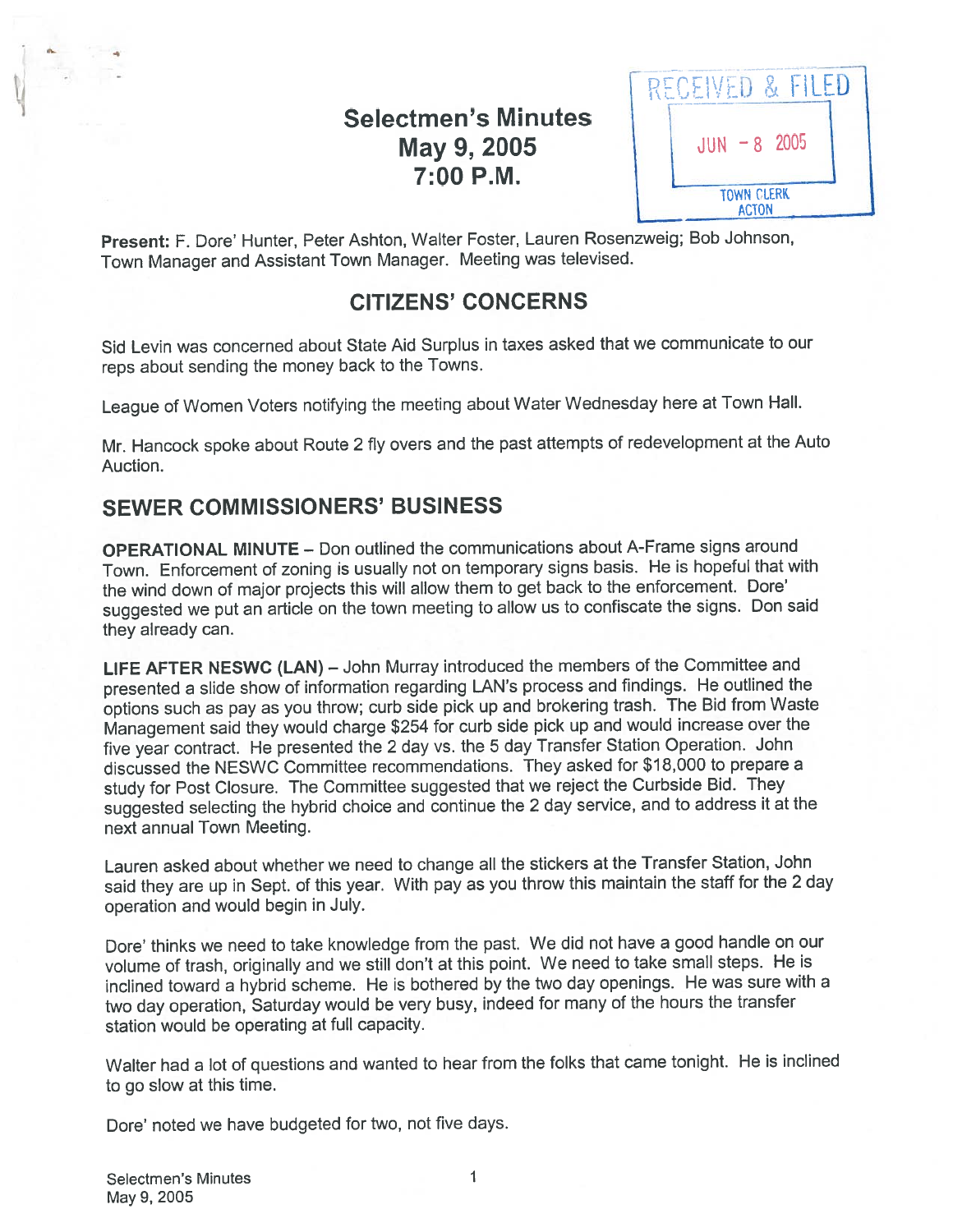# Selectmen's Minutes
## May 9, 2005
## 7:00 P.M.

RECEIVED & FILED
JUN - 8 2005
TOWN CLERK
ACTON

**Present:** F. Dore' Hunter, Peter Ashton, Walter Foster, Lauren Rosenzweig; Bob Johnson, Town Manager and Assistant Town Manager. Meeting was televised.

## CITIZENS' CONCERNS

Sid Levin was concerned about State Aid Surplus in taxes asked that we communicate to our reps about sending the money back to the Towns.

League of Women Voters notifying the meeting about Water Wednesday here at Town Hall.

Mr. Hancock spoke about Route 2 fly overs and the past attempts of redevelopment at the Auto Auction.

## SEWER COMMISSIONERS' BUSINESS

**OPERATIONAL MINUTE** – Don outlined the communications about A-Frame signs around Town. Enforcement of zoning is usually not on temporary signs basis. He is hopeful that with the wind down of major projects this will allow them to get back to the enforcement. Dore' suggested we put an article on the town meeting to allow us to confiscate the signs. Don said they already can.

**LIFE AFTER NESWC (LAN)** – John Murray introduced the members of the Committee and presented a slide show of information regarding LAN's process and findings. He outlined the options such as pay as you throw; curb side pick up and brokering trash. The Bid from Waste Management said they would charge $254 for curb side pick up and would increase over the five year contract. He presented the 2 day vs. the 5 day Transfer Station Operation. John discussed the NESWC Committee recommendations. They asked for $18,000 to prepare a study for Post Closure. The Committee suggested that we reject the Curbside Bid. They suggested selecting the hybrid choice and continue the 2 day service, and to address it at the next annual Town Meeting.

Lauren asked about whether we need to change all the stickers at the Transfer Station, John said they are up in Sept. of this year. With pay as you throw this maintain the staff for the 2 day operation and would begin in July.

Dore' thinks we need to take knowledge from the past. We did not have a good handle on our volume of trash, originally and we still don't at this point. We need to take small steps. He is inclined toward a hybrid scheme. He is bothered by the two day openings. He was sure with a two day operation, Saturday would be very busy, indeed for many of the hours the transfer station would be operating at full capacity.

Walter had a lot of questions and wanted to hear from the folks that came tonight. He is inclined to go slow at this time.

Dore' noted we have budgeted for two, not five days.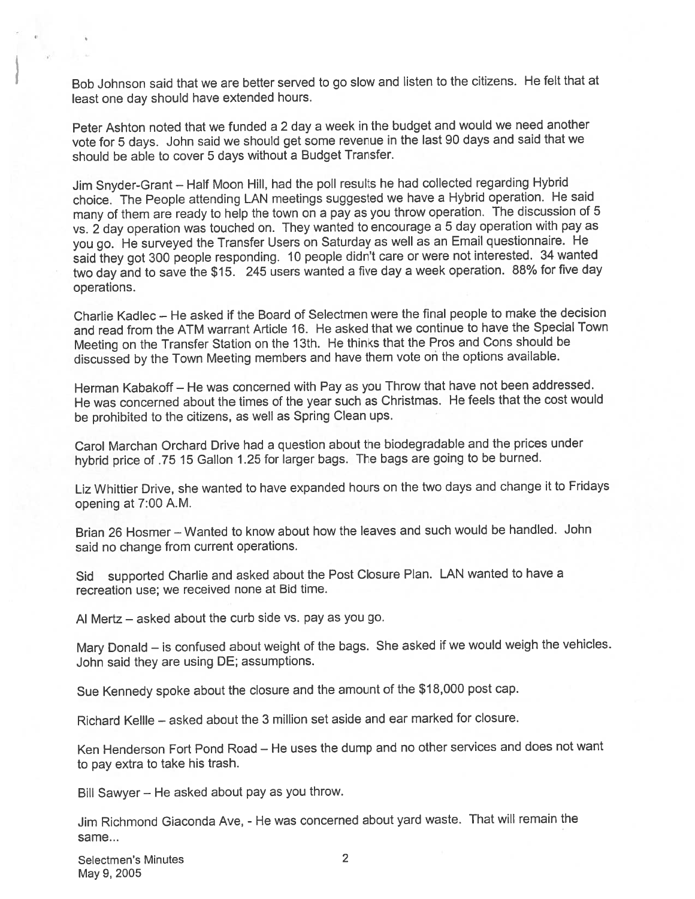Bob Johnson said that we are better served to go slow and listen to the citizens. He felt that at least one day should have extended hours.

Peter Ashton noted that we funded a 2 day a week in the budget and would we need another vote for 5 days. John said we should get some revenue in the last 90 days and said that we should be able to cover 5 days without a Budget Transfer.

Jim Snyder-Grant – Half Moon Hill, had the poll results he had collected regarding Hybrid choice. The People attending LAN meetings suggested we have a Hybrid operation. He said many of them are ready to help the town on a pay as you throw operation. The discussion of 5 vs. 2 day operation was touched on. They wanted to encourage a 5 day operation with pay as you go. He surveyed the Transfer Users on Saturday as well as an Email questionnaire. He said they got 300 people responding. 10 people didn't care or were not interested. 34 wanted two day and to save the $15. 245 users wanted a five day a week operation. 88% for five day operations.

Charlie Kadlec – He asked if the Board of Selectmen were the final people to make the decision and read from the ATM warrant Article 16. He asked that we continue to have the Special Town Meeting on the Transfer Station on the 13th. He thinks that the Pros and Cons should be discussed by the Town Meeting members and have them vote on the options available.

Herman Kabakoff – He was concerned with Pay as you Throw that have not been addressed. He was concerned about the times of the year such as Christmas. He feels that the cost would be prohibited to the citizens, as well as Spring Clean ups.

Carol Marchan Orchard Drive had a question about the biodegradable and the prices under hybrid price of .75 15 Gallon 1.25 for larger bags. The bags are going to be burned.

Liz Whittier Drive, she wanted to have expanded hours on the two days and change it to Fridays opening at 7:00 A.M.

Brian 26 Hosmer – Wanted to know about how the leaves and such would be handled. John said no change from current operations.

Sid supported Charlie and asked about the Post Closure Plan. LAN wanted to have a recreation use; we received none at Bid time.

Al Mertz – asked about the curb side vs. pay as you go.

Mary Donald – is confused about weight of the bags. She asked if we would weigh the vehicles. John said they are using DE; assumptions.

Sue Kennedy spoke about the closure and the amount of the $18,000 post cap.

Richard Kellle – asked about the 3 million set aside and ear marked for closure.

Ken Henderson Fort Pond Road – He uses the dump and no other services and does not want to pay extra to take his trash.

Bill Sawyer – He asked about pay as you throw.

Jim Richmond Giaconda Ave, - He was concerned about yard waste. That will remain the same...

Selectmen's Minutes
May 9, 2005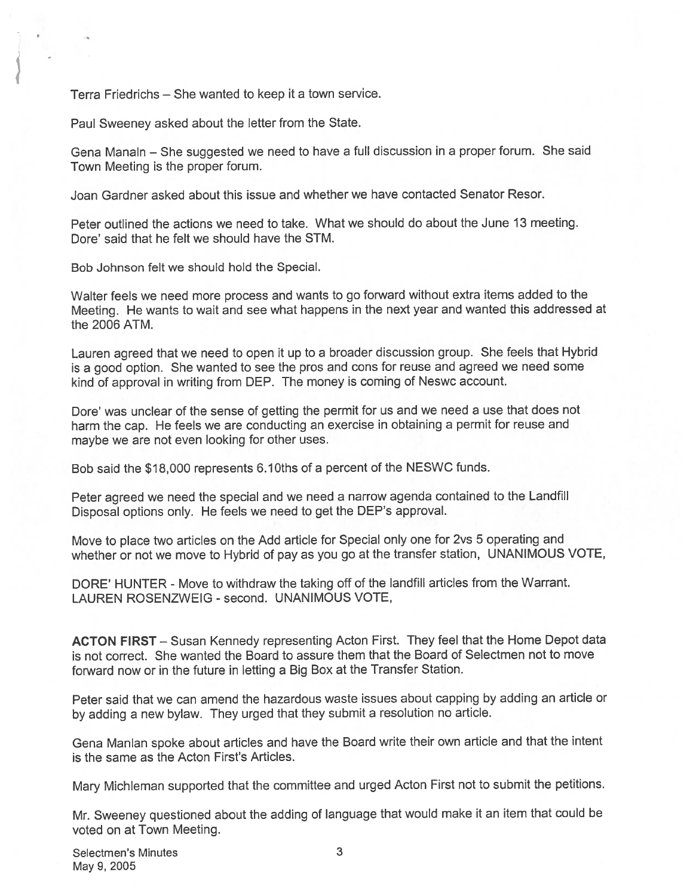Terra Friedrichs – She wanted to keep it a town service.

Paul Sweeney asked about the letter from the State.

Gena Manaln – She suggested we need to have a full discussion in a proper forum. She said Town Meeting is the proper forum.

Joan Gardner asked about this issue and whether we have contacted Senator Resor.

Peter outlined the actions we need to take. What we should do about the June 13 meeting. Dore' said that he felt we should have the STM.

Bob Johnson felt we should hold the Special.

Walter feels we need more process and wants to go forward without extra items added to the Meeting. He wants to wait and see what happens in the next year and wanted this addressed at the 2006 ATM.

Lauren agreed that we need to open it up to a broader discussion group. She feels that Hybrid is a good option. She wanted to see the pros and cons for reuse and agreed we need some kind of approval in writing from DEP. The money is coming of Neswc account.

Dore' was unclear of the sense of getting the permit for us and we need a use that does not harm the cap. He feels we are conducting an exercise in obtaining a permit for reuse and maybe we are not even looking for other uses.

Bob said the $18,000 represents 6.10ths of a percent of the NESWC funds.

Peter agreed we need the special and we need a narrow agenda contained to the Landfill Disposal options only. He feels we need to get the DEP's approval.

Move to place two articles on the Add article for Special only one for 2vs 5 operating and whether or not we move to Hybrid of pay as you go at the transfer station, UNANIMOUS VOTE,

DORE' HUNTER - Move to withdraw the taking off of the landfill articles from the Warrant. LAUREN ROSENZWEIG - second. UNANIMOUS VOTE,

**ACTON FIRST** – Susan Kennedy representing Acton First. They feel that the Home Depot data is not correct. She wanted the Board to assure them that the Board of Selectmen not to move forward now or in the future in letting a Big Box at the Transfer Station.

Peter said that we can amend the hazardous waste issues about capping by adding an article or by adding a new bylaw. They urged that they submit a resolution no article.

Gena Manlan spoke about articles and have the Board write their own article and that the intent is the same as the Acton First's Articles.

Mary Michleman supported that the committee and urged Acton First not to submit the petitions.

Mr. Sweeney questioned about the adding of language that would make it an item that could be voted on at Town Meeting.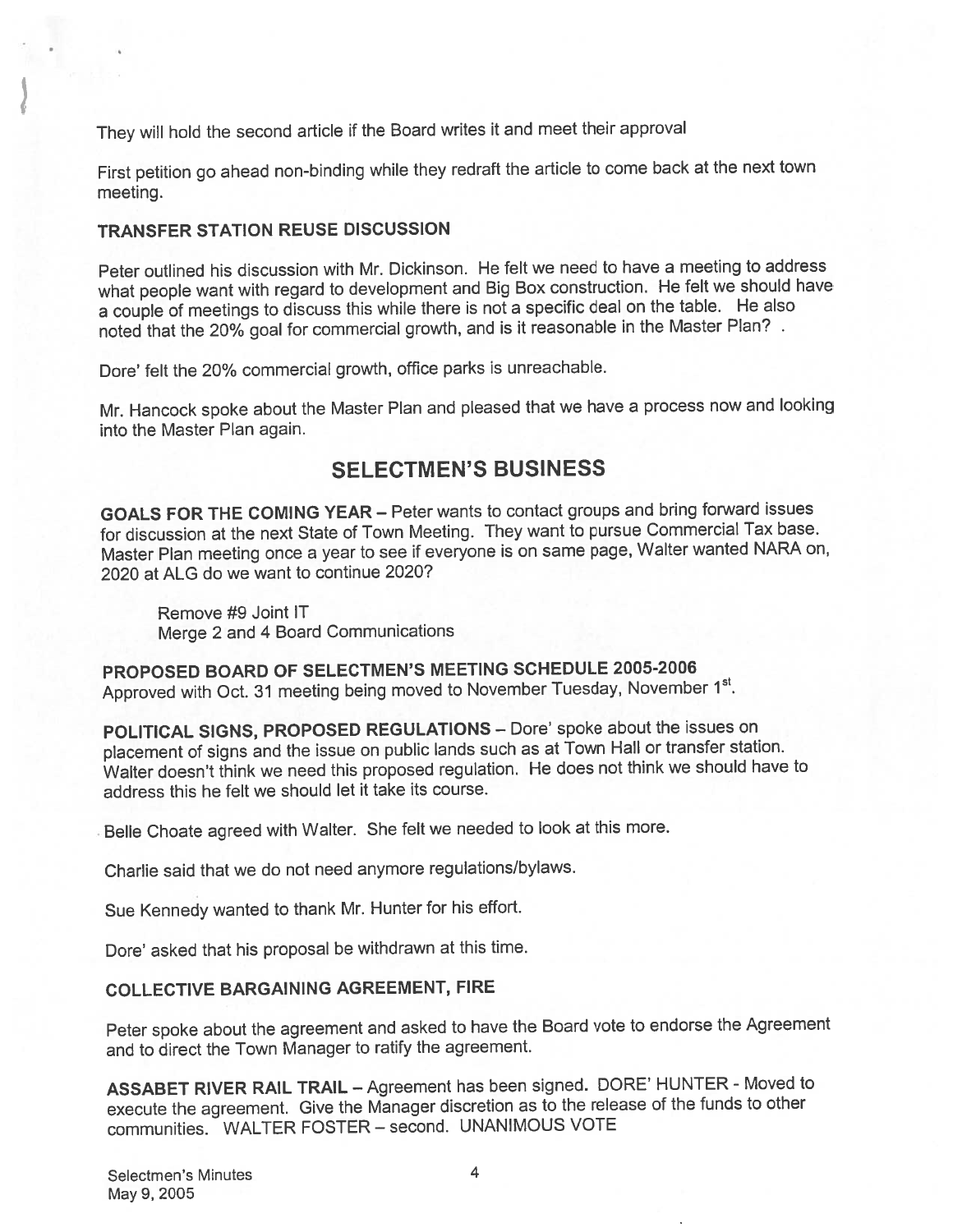They will hold the second article if the Board writes it and meet their approval

First petition go ahead non-binding while they redraft the article to come back at the next town meeting.

**TRANSFER STATION REUSE DISCUSSION**

Peter outlined his discussion with Mr. Dickinson. He felt we need to have a meeting to address what people want with regard to development and Big Box construction. He felt we should have a couple of meetings to discuss this while there is not a specific deal on the table. He also noted that the 20% goal for commercial growth, and is it reasonable in the Master Plan? .

Dore' felt the 20% commercial growth, office parks is unreachable.

Mr. Hancock spoke about the Master Plan and pleased that we have a process now and looking into the Master Plan again.

## SELECTMEN'S BUSINESS

**GOALS FOR THE COMING YEAR** – Peter wants to contact groups and bring forward issues for discussion at the next State of Town Meeting. They want to pursue Commercial Tax base. Master Plan meeting once a year to see if everyone is on same page, Walter wanted NARA on, 2020 at ALG do we want to continue 2020?

Remove #9 Joint IT
Merge 2 and 4 Board Communications

**PROPOSED BOARD OF SELECTMEN'S MEETING SCHEDULE 2005-2006**
Approved with Oct. 31 meeting being moved to November Tuesday, November 1st.

**POLITICAL SIGNS, PROPOSED REGULATIONS** – Dore' spoke about the issues on placement of signs and the issue on public lands such as at Town Hall or transfer station. Walter doesn't think we need this proposed regulation. He does not think we should have to address this he felt we should let it take its course.

Belle Choate agreed with Walter. She felt we needed to look at this more.

Charlie said that we do not need anymore regulations/bylaws.

Sue Kennedy wanted to thank Mr. Hunter for his effort.

Dore' asked that his proposal be withdrawn at this time.

**COLLECTIVE BARGAINING AGREEMENT, FIRE**

Peter spoke about the agreement and asked to have the Board vote to endorse the Agreement and to direct the Town Manager to ratify the agreement.

**ASSABET RIVER RAIL TRAIL** – Agreement has been signed. DORE' HUNTER - Moved to execute the agreement. Give the Manager discretion as to the release of the funds to other communities. WALTER FOSTER – second. UNANIMOUS VOTE

Selectmen's Minutes
May 9, 2005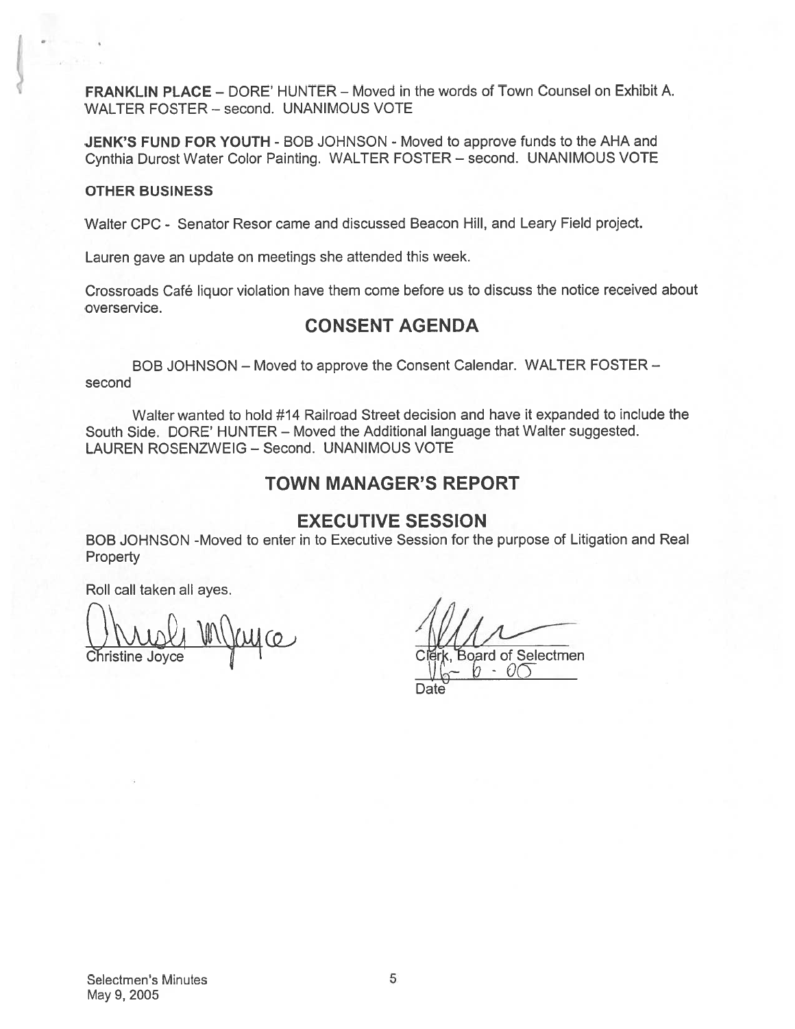**FRANKLIN PLACE** – DORE' HUNTER – Moved in the words of Town Counsel on Exhibit A. WALTER FOSTER – second. UNANIMOUS VOTE

**JENK'S FUND FOR YOUTH** - BOB JOHNSON - Moved to approve funds to the AHA and Cynthia Durost Water Color Painting. WALTER FOSTER – second. UNANIMOUS VOTE

**OTHER BUSINESS**

Walter CPC - Senator Resor came and discussed Beacon Hill, and Leary Field project.

Lauren gave an update on meetings she attended this week.

Crossroads Café liquor violation have them come before us to discuss the notice received about overservice.

## CONSENT AGENDA

BOB JOHNSON – Moved to approve the Consent Calendar. WALTER FOSTER – second

Walter wanted to hold #14 Railroad Street decision and have it expanded to include the South Side. DORE' HUNTER – Moved the Additional language that Walter suggested. LAUREN ROSENZWEIG – Second. UNANIMOUS VOTE

## TOWN MANAGER'S REPORT

## EXECUTIVE SESSION

BOB JOHNSON -Moved to enter in to Executive Session for the purpose of Litigation and Real Property

Roll call taken all ayes.

Christine Joyce

Clerk, Board of Selectmen

6-6-05

Date